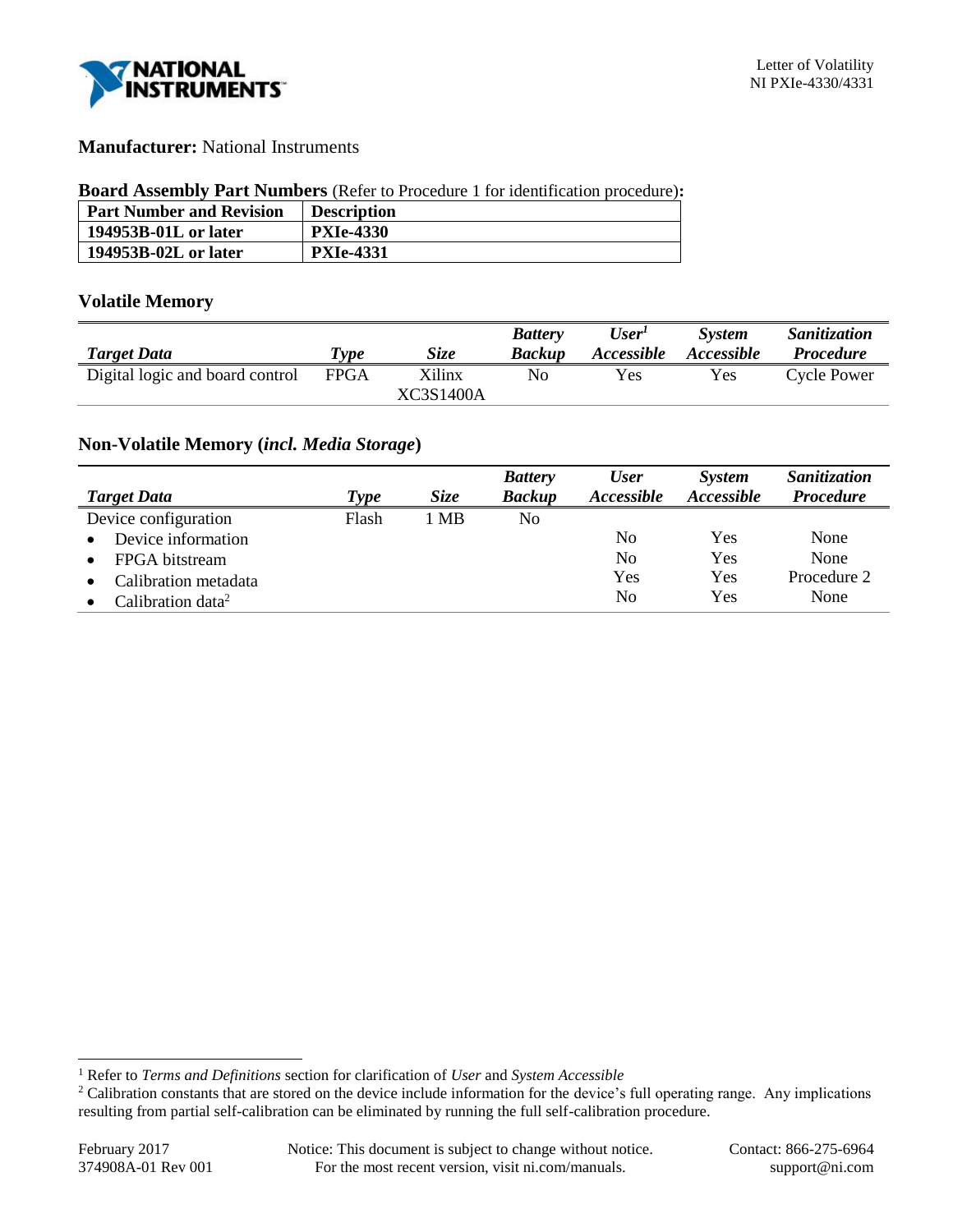**Manufacturer:** National Instruments

**Board Assembly Part Numbers** (Refer to Procedure 1 for identification procedure)**:**

| Part Number and Revision | Description |
|---|---|
| **194953B-01L or later** | **PXIe-4330** |
| **194953B-02L or later** | **PXIe-4331** |

## Volatile Memory

| *Target Data* | *Type* | *Size* | *Battery Backup* | *User[1] Accessible* | *System Accessible* | *Sanitization Procedure* |
|---|---|---|---|---|---|---|
| Digital logic and board control | FPGA | Xilinx XC3S1400A | No | Yes | Yes | Cycle Power |

## Non-Volatile Memory (*incl. Media Storage*)

| *Target Data* | *Type* | *Size* | *Battery Backup* | *User Accessible* | *System Accessible* | *Sanitization Procedure* |
|---|---|---|---|---|---|---|
| Device configuration | Flash | 1 MB | No | | | |
| • Device information | | | | No | Yes | None |
| • FPGA bitstream | | | | No | Yes | None |
| • Calibration metadata | | | | Yes | Yes | Procedure 2 |
| • Calibration data[2] | | | | No | Yes | None |

[1] Refer to *Terms and Definitions* section for clarification of *User* and *System Accessible*

[2] Calibration constants that are stored on the device include information for the device's full operating range. Any implications resulting from partial self-calibration can be eliminated by running the full self-calibration procedure.

February 2017
374908A-01 Rev 001

Notice: This document is subject to change without notice. For the most recent version, visit ni.com/manuals.

Contact: 866-275-6964
support@ni.com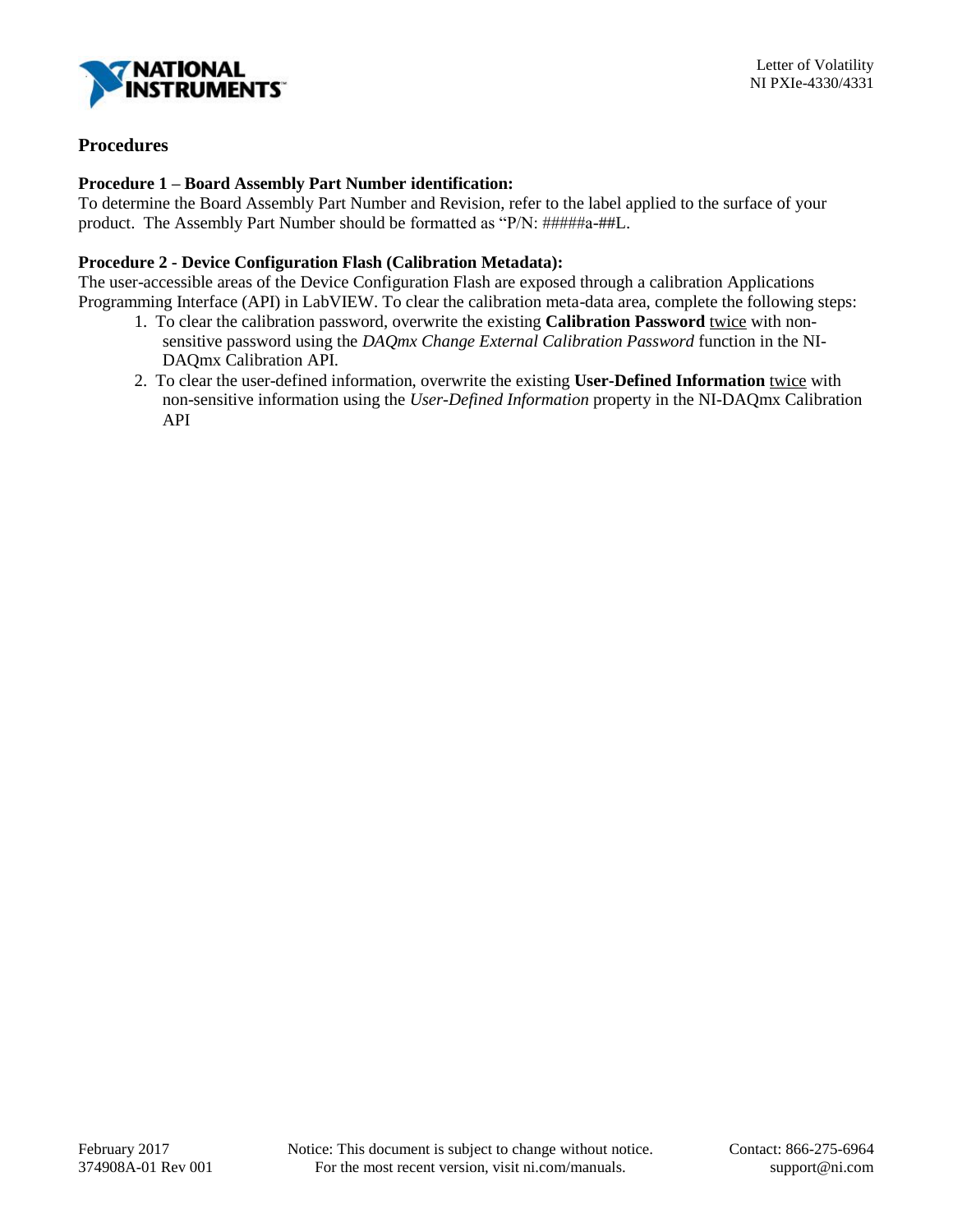## Procedures

**Procedure 1 – Board Assembly Part Number identification:**
To determine the Board Assembly Part Number and Revision, refer to the label applied to the surface of your product. The Assembly Part Number should be formatted as "P/N: #####a-##L.

**Procedure 2 - Device Configuration Flash (Calibration Metadata):**
The user-accessible areas of the Device Configuration Flash are exposed through a calibration Applications Programming Interface (API) in LabVIEW. To clear the calibration meta-data area, complete the following steps:

1. To clear the calibration password, overwrite the existing **Calibration Password** twice with non-sensitive password using the *DAQmx Change External Calibration Password* function in the NI-DAQmx Calibration API.
2. To clear the user-defined information, overwrite the existing **User-Defined Information** twice with non-sensitive information using the *User-Defined Information* property in the NI-DAQmx Calibration API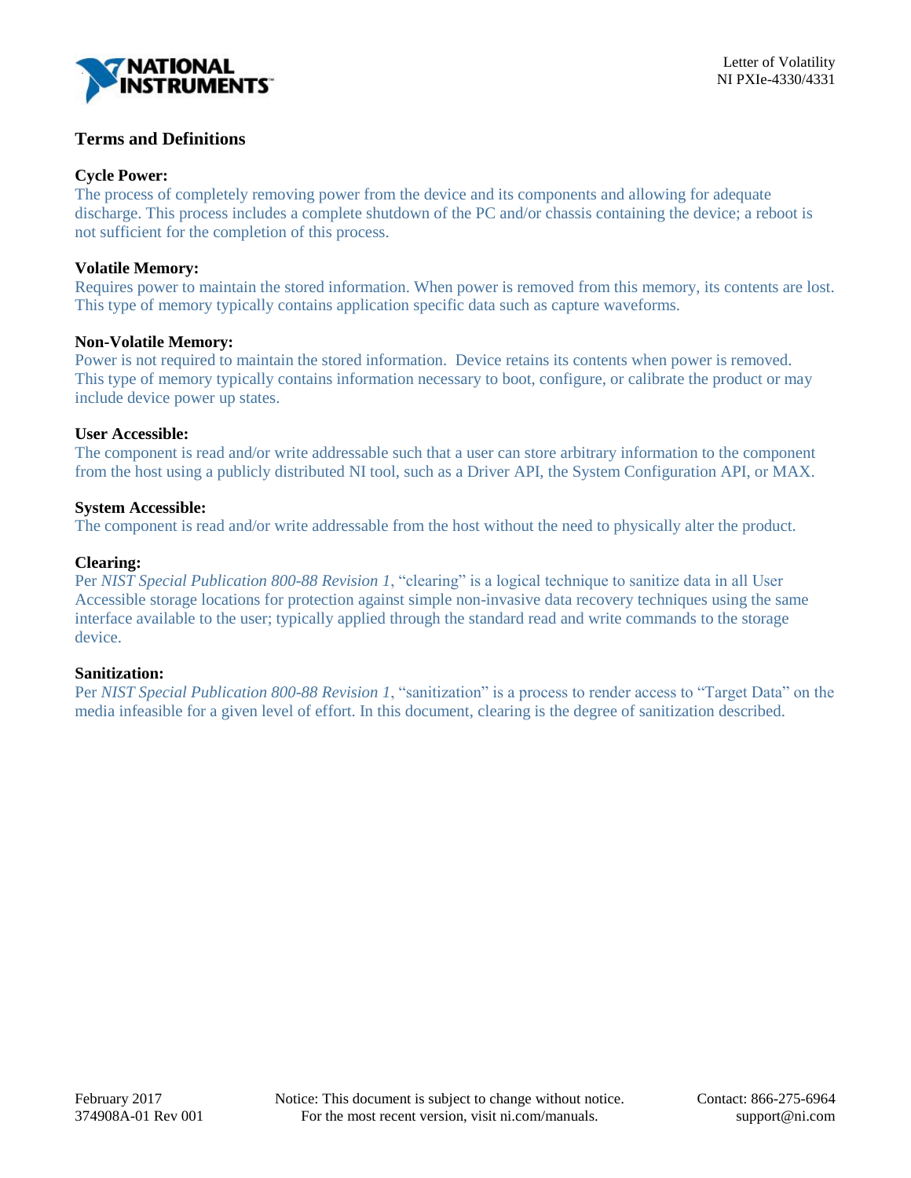## Terms and Definitions

**Cycle Power:**
The process of completely removing power from the device and its components and allowing for adequate discharge. This process includes a complete shutdown of the PC and/or chassis containing the device; a reboot is not sufficient for the completion of this process.

**Volatile Memory:**
Requires power to maintain the stored information. When power is removed from this memory, its contents are lost. This type of memory typically contains application specific data such as capture waveforms.

**Non-Volatile Memory:**
Power is not required to maintain the stored information. Device retains its contents when power is removed. This type of memory typically contains information necessary to boot, configure, or calibrate the product or may include device power up states.

**User Accessible:**
The component is read and/or write addressable such that a user can store arbitrary information to the component from the host using a publicly distributed NI tool, such as a Driver API, the System Configuration API, or MAX.

**System Accessible:**
The component is read and/or write addressable from the host without the need to physically alter the product.

**Clearing:**
Per *NIST Special Publication 800-88 Revision 1*, "clearing" is a logical technique to sanitize data in all User Accessible storage locations for protection against simple non-invasive data recovery techniques using the same interface available to the user; typically applied through the standard read and write commands to the storage device.

**Sanitization:**
Per *NIST Special Publication 800-88 Revision 1*, "sanitization" is a process to render access to "Target Data" on the media infeasible for a given level of effort. In this document, clearing is the degree of sanitization described.